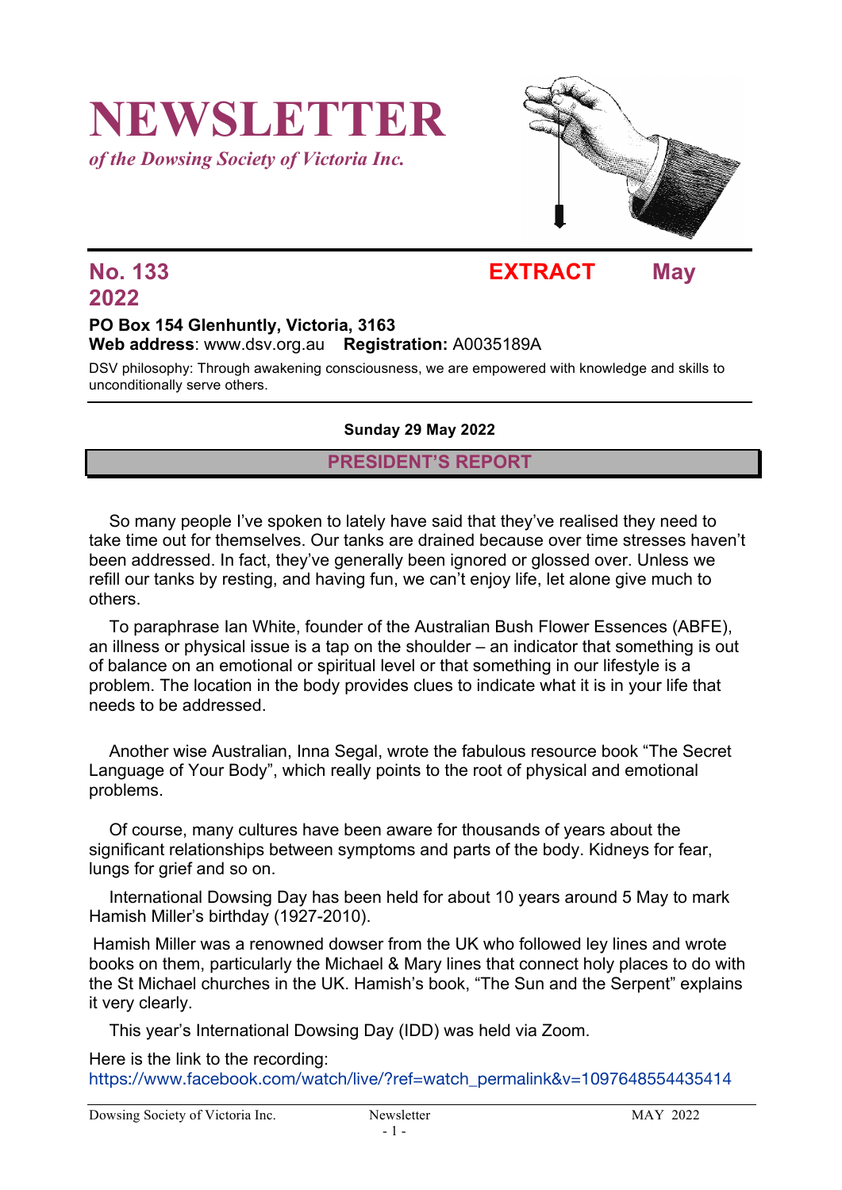# NEWSLETTER

*of the Dowsing Society of Victoria Inc.*

**No. 133 EXTRACT May 2022**

**PO Box 154 Glenhuntly, Victoria, 3163**
**Web address**: www.dsv.org.au **Registration:** A0035189A

DSV philosophy: Through awakening consciousness, we are empowered with knowledge and skills to unconditionally serve others.

**Sunday 29 May 2022**

## PRESIDENT'S REPORT

So many people I've spoken to lately have said that they've realised they need to take time out for themselves. Our tanks are drained because over time stresses haven't been addressed. In fact, they've generally been ignored or glossed over. Unless we refill our tanks by resting, and having fun, we can't enjoy life, let alone give much to others.

To paraphrase Ian White, founder of the Australian Bush Flower Essences (ABFE), an illness or physical issue is a tap on the shoulder – an indicator that something is out of balance on an emotional or spiritual level or that something in our lifestyle is a problem. The location in the body provides clues to indicate what it is in your life that needs to be addressed.

Another wise Australian, Inna Segal, wrote the fabulous resource book "The Secret Language of Your Body", which really points to the root of physical and emotional problems.

Of course, many cultures have been aware for thousands of years about the significant relationships between symptoms and parts of the body. Kidneys for fear, lungs for grief and so on.

International Dowsing Day has been held for about 10 years around 5 May to mark Hamish Miller's birthday (1927-2010).

Hamish Miller was a renowned dowser from the UK who followed ley lines and wrote books on them, particularly the Michael & Mary lines that connect holy places to do with the St Michael churches in the UK. Hamish's book, "The Sun and the Serpent" explains it very clearly.

This year's International Dowsing Day (IDD) was held via Zoom.

Here is the link to the recording:
https://www.facebook.com/watch/live/?ref=watch_permalink&v=1097648554435414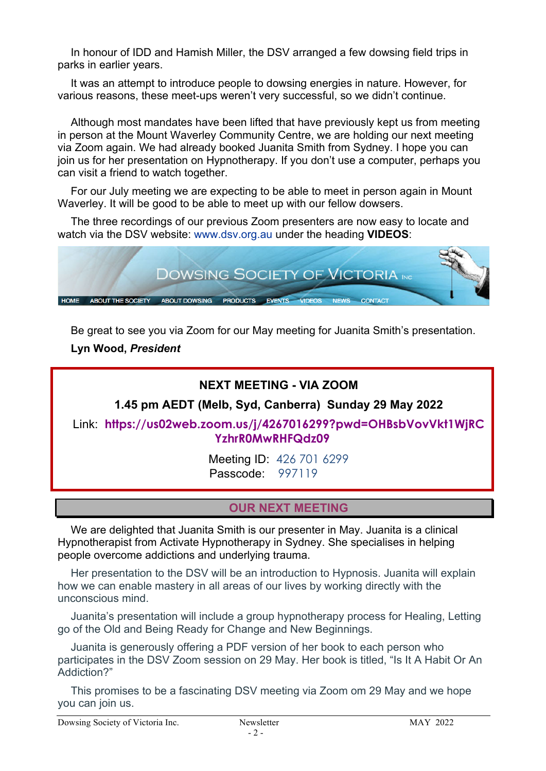In honour of IDD and Hamish Miller, the DSV arranged a few dowsing field trips in parks in earlier years.

It was an attempt to introduce people to dowsing energies in nature. However, for various reasons, these meet-ups weren't very successful, so we didn't continue.

Although most mandates have been lifted that have previously kept us from meeting in person at the Mount Waverley Community Centre, we are holding our next meeting via Zoom again. We had already booked Juanita Smith from Sydney. I hope you can join us for her presentation on Hypnotherapy. If you don't use a computer, perhaps you can visit a friend to watch together.

For our July meeting we are expecting to be able to meet in person again in Mount Waverley. It will be good to be able to meet up with our fellow dowsers.

The three recordings of our previous Zoom presenters are now easy to locate and watch via the DSV website: www.dsv.org.au under the heading **VIDEOS**:

DOWSING SOCIETY OF VICTORIA INC

HOME ABOUT THE SOCIETY ABOUT DOWSING PRODUCTS EVENTS VIDEOS NEWS CONTACT

Be great to see you via Zoom for our May meeting for Juanita Smith's presentation.

**Lyn Wood, *President***

**NEXT MEETING - VIA ZOOM**

**1.45 pm AEDT (Melb, Syd, Canberra) Sunday 29 May 2022**

Link: **https://us02web.zoom.us/j/4267016299?pwd=OHBsbVovVkt1WjRCYzhrR0MwRHFQdz09**

Meeting ID: 426 701 6299
Passcode: 997119

## OUR NEXT MEETING

We are delighted that Juanita Smith is our presenter in May. Juanita is a clinical Hypnotherapist from Activate Hypnotherapy in Sydney. She specialises in helping people overcome addictions and underlying trauma.

Her presentation to the DSV will be an introduction to Hypnosis. Juanita will explain how we can enable mastery in all areas of our lives by working directly with the unconscious mind.

Juanita's presentation will include a group hypnotherapy process for Healing, Letting go of the Old and Being Ready for Change and New Beginnings.

Juanita is generously offering a PDF version of her book to each person who participates in the DSV Zoom session on 29 May. Her book is titled, "Is It A Habit Or An Addiction?"

This promises to be a fascinating DSV meeting via Zoom om 29 May and we hope you can join us.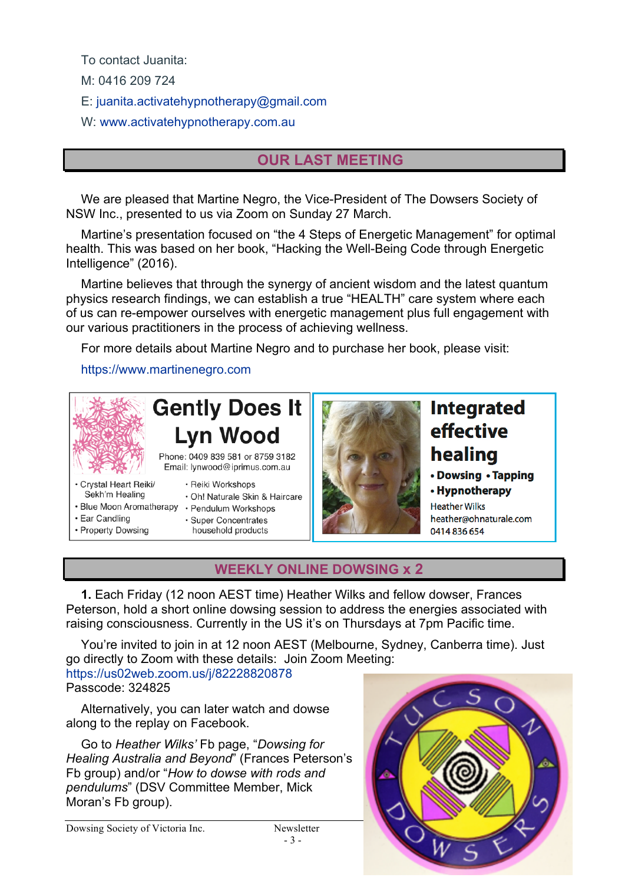To contact Juanita:

M: 0416 209 724

E: juanita.activatehypnotherapy@gmail.com

W: www.activatehypnotherapy.com.au

## OUR LAST MEETING

We are pleased that Martine Negro, the Vice-President of The Dowsers Society of NSW Inc., presented to us via Zoom on Sunday 27 March.

Martine's presentation focused on "the 4 Steps of Energetic Management" for optimal health. This was based on her book, "Hacking the Well-Being Code through Energetic Intelligence" (2016).

Martine believes that through the synergy of ancient wisdom and the latest quantum physics research findings, we can establish a true "HEALTH" care system where each of us can re-empower ourselves with energetic management plus full engagement with our various practitioners in the process of achieving wellness.

For more details about Martine Negro and to purchase her book, please visit:

https://www.martinenegro.com

**Gently Does It**
**Lyn Wood**

Phone: 0409 839 581 or 8759 3182
Email: lynwood@iprimus.com.au

- Crystal Heart Reiki/ Sekh'm Healing
- Blue Moon Aromatherapy
- Ear Candling
- Property Dowsing
- Reiki Workshops
- Oh! Naturale Skin & Haircare
- Pendulum Workshops
- Super Concentrates household products

**Integrated effective healing**

- **Dowsing** • **Tapping**
- **Hypnotherapy**

Heather Wilks
heather@ohnaturale.com
0414 836 654

## WEEKLY ONLINE DOWSING x 2

**1.** Each Friday (12 noon AEST time) Heather Wilks and fellow dowser, Frances Peterson, hold a short online dowsing session to address the energies associated with raising consciousness. Currently in the US it's on Thursdays at 7pm Pacific time.

You're invited to join in at 12 noon AEST (Melbourne, Sydney, Canberra time). Just go directly to Zoom with these details: Join Zoom Meeting:
https://us02web.zoom.us/j/82228820878
Passcode: 324825

Alternatively, you can later watch and dowse along to the replay on Facebook.

Go to *Heather Wilks'* Fb page, "*Dowsing for Healing Australia and Beyond*" (Frances Peterson's Fb group) and/or "*How to dowse with rods and pendulums*" (DSV Committee Member, Mick Moran's Fb group).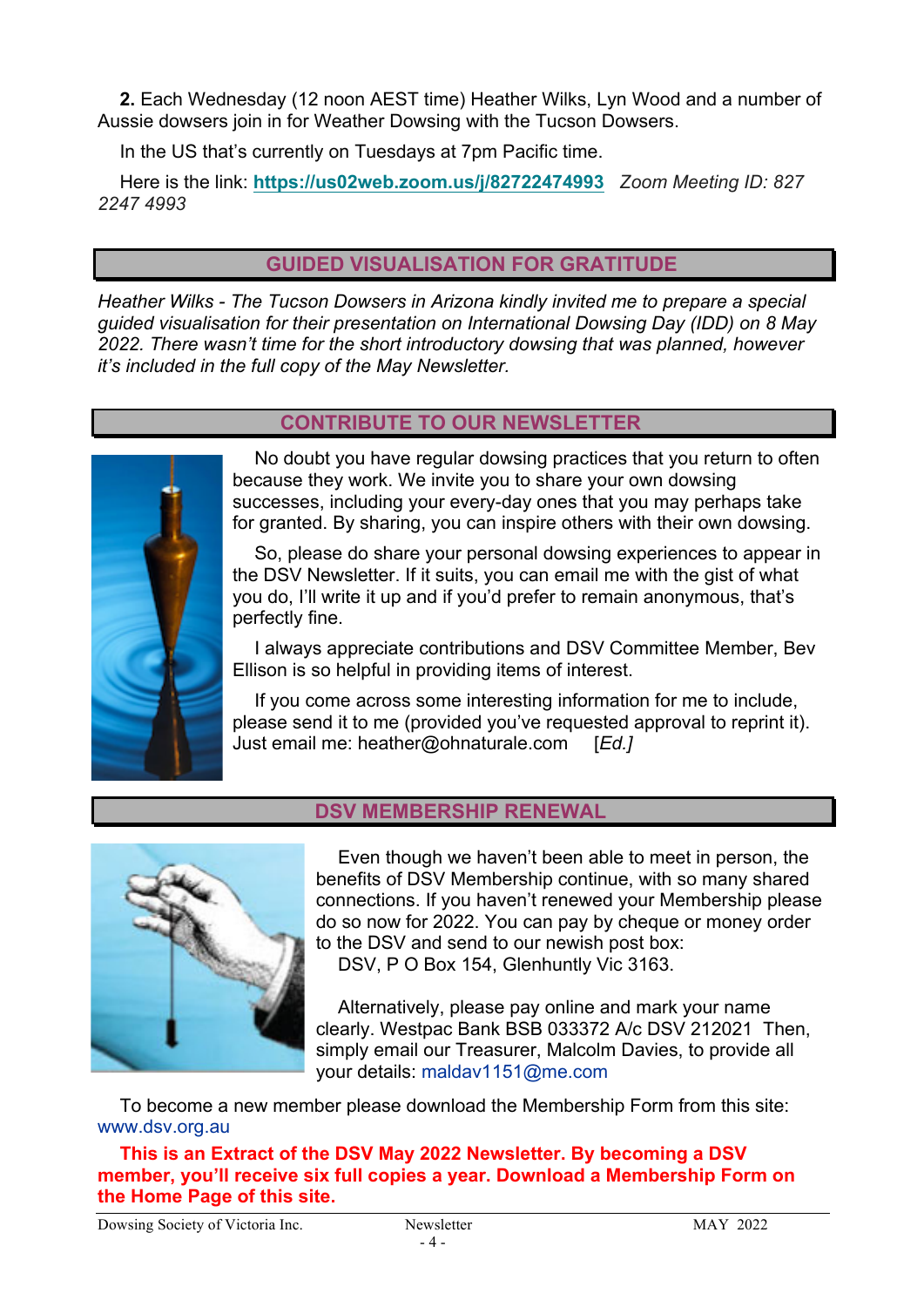**2.** Each Wednesday (12 noon AEST time) Heather Wilks, Lyn Wood and a number of Aussie dowsers join in for Weather Dowsing with the Tucson Dowsers.

In the US that's currently on Tuesdays at 7pm Pacific time.

Here is the link: **https://us02web.zoom.us/j/82722474993** *Zoom Meeting ID: 827 2247 4993*

## GUIDED VISUALISATION FOR GRATITUDE

*Heather Wilks - The Tucson Dowsers in Arizona kindly invited me to prepare a special guided visualisation for their presentation on International Dowsing Day (IDD) on 8 May 2022. There wasn't time for the short introductory dowsing that was planned, however it's included in the full copy of the May Newsletter.*

## CONTRIBUTE TO OUR NEWSLETTER

No doubt you have regular dowsing practices that you return to often because they work. We invite you to share your own dowsing successes, including your every-day ones that you may perhaps take for granted. By sharing, you can inspire others with their own dowsing.

So, please do share your personal dowsing experiences to appear in the DSV Newsletter. If it suits, you can email me with the gist of what you do, I'll write it up and if you'd prefer to remain anonymous, that's perfectly fine.

I always appreciate contributions and DSV Committee Member, Bev Ellison is so helpful in providing items of interest.

If you come across some interesting information for me to include, please send it to me (provided you've requested approval to reprint it). Just email me: heather@ohnaturale.com [*Ed.]*

## DSV MEMBERSHIP RENEWAL

Even though we haven't been able to meet in person, the benefits of DSV Membership continue, with so many shared connections. If you haven't renewed your Membership please do so now for 2022. You can pay by cheque or money order to the DSV and send to our newish post box:
DSV, P O Box 154, Glenhuntly Vic 3163.

Alternatively, please pay online and mark your name clearly. Westpac Bank BSB 033372 A/c DSV 212021 Then, simply email our Treasurer, Malcolm Davies, to provide all your details: maldav1151@me.com

To become a new member please download the Membership Form from this site: www.dsv.org.au

**This is an Extract of the DSV May 2022 Newsletter. By becoming a DSV member, you'll receive six full copies a year. Download a Membership Form on the Home Page of this site.**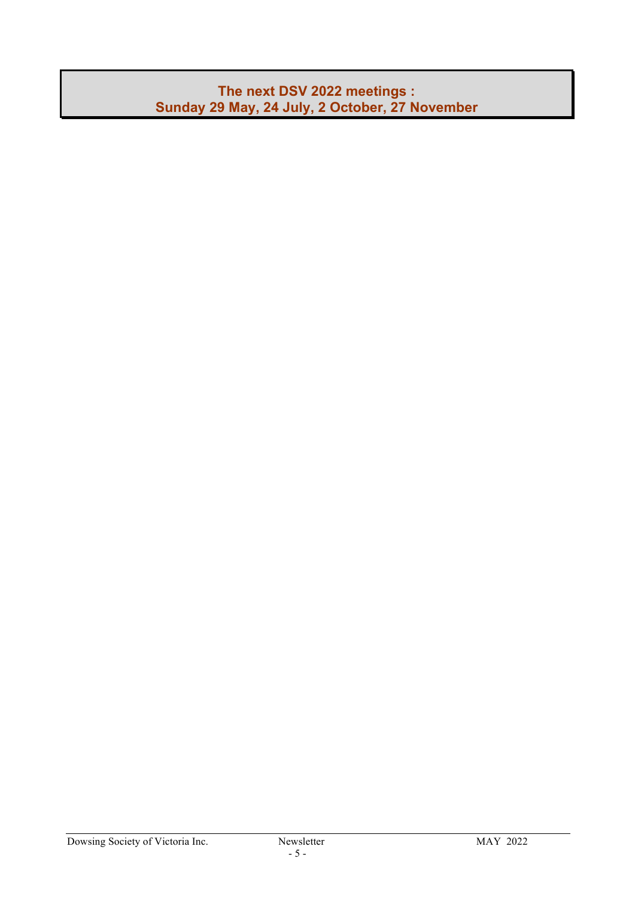**The next DSV 2022 meetings :**
**Sunday 29 May, 24 July, 2 October, 27 November**